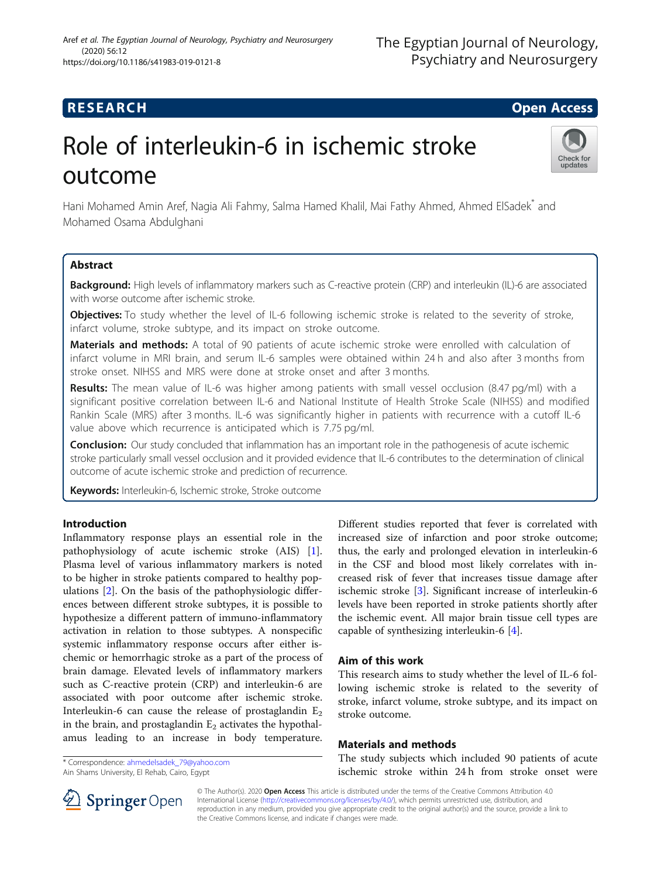RESEARCH

Open Access

# Role of interleukin-6 in ischemic stroke outcome

Hani Mohamed Amin Aref, Nagia Ali Fahmy, Salma Hamed Khalil, Mai Fathy Ahmed, Ahmed ElSadek* and Mohamed Osama Abdulghani

## Abstract

**Background:** High levels of inflammatory markers such as C-reactive protein (CRP) and interleukin (IL)-6 are associated with worse outcome after ischemic stroke.

**Objectives:** To study whether the level of IL-6 following ischemic stroke is related to the severity of stroke, infarct volume, stroke subtype, and its impact on stroke outcome.

**Materials and methods:** A total of 90 patients of acute ischemic stroke were enrolled with calculation of infarct volume in MRI brain, and serum IL-6 samples were obtained within 24 h and also after 3 months from stroke onset. NIHSS and MRS were done at stroke onset and after 3 months.

**Results:** The mean value of IL-6 was higher among patients with small vessel occlusion (8.47 pg/ml) with a significant positive correlation between IL-6 and National Institute of Health Stroke Scale (NIHSS) and modified Rankin Scale (MRS) after 3 months. IL-6 was significantly higher in patients with recurrence with a cutoff IL-6 value above which recurrence is anticipated which is 7.75 pg/ml.

**Conclusion:** Our study concluded that inflammation has an important role in the pathogenesis of acute ischemic stroke particularly small vessel occlusion and it provided evidence that IL-6 contributes to the determination of clinical outcome of acute ischemic stroke and prediction of recurrence.

**Keywords:** Interleukin-6, Ischemic stroke, Stroke outcome

## Introduction

Inflammatory response plays an essential role in the pathophysiology of acute ischemic stroke (AIS) [1]. Plasma level of various inflammatory markers is noted to be higher in stroke patients compared to healthy populations [2]. On the basis of the pathophysiologic differences between different stroke subtypes, it is possible to hypothesize a different pattern of immuno-inflammatory activation in relation to those subtypes. A nonspecific systemic inflammatory response occurs after either ischemic or hemorrhagic stroke as a part of the process of brain damage. Elevated levels of inflammatory markers such as C-reactive protein (CRP) and interleukin-6 are associated with poor outcome after ischemic stroke. Interleukin-6 can cause the release of prostaglandin $E_2$ in the brain, and prostaglandin $E_2$ activates the hypothalamus leading to an increase in body temperature. Different studies reported that fever is correlated with increased size of infarction and poor stroke outcome; thus, the early and prolonged elevation in interleukin-6 in the CSF and blood most likely correlates with increased risk of fever that increases tissue damage after ischemic stroke [3]. Significant increase of interleukin-6 levels have been reported in stroke patients shortly after the ischemic event. All major brain tissue cell types are capable of synthesizing interleukin-6 [4].

## Aim of this work

This research aims to study whether the level of IL-6 following ischemic stroke is related to the severity of stroke, infarct volume, stroke subtype, and its impact on stroke outcome.

## Materials and methods

The study subjects which included 90 patients of acute ischemic stroke within 24 h from stroke onset were

* Correspondence: ahmedelsadek_79@yahoo.com
Ain Shams University, El Rehab, Cairo, Egypt

© The Author(s). 2020 **Open Access** This article is distributed under the terms of the Creative Commons Attribution 4.0 International License (http://creativecommons.org/licenses/by/4.0/), which permits unrestricted use, distribution, and reproduction in any medium, provided you give appropriate credit to the original author(s) and the source, provide a link to the Creative Commons license, and indicate if changes were made.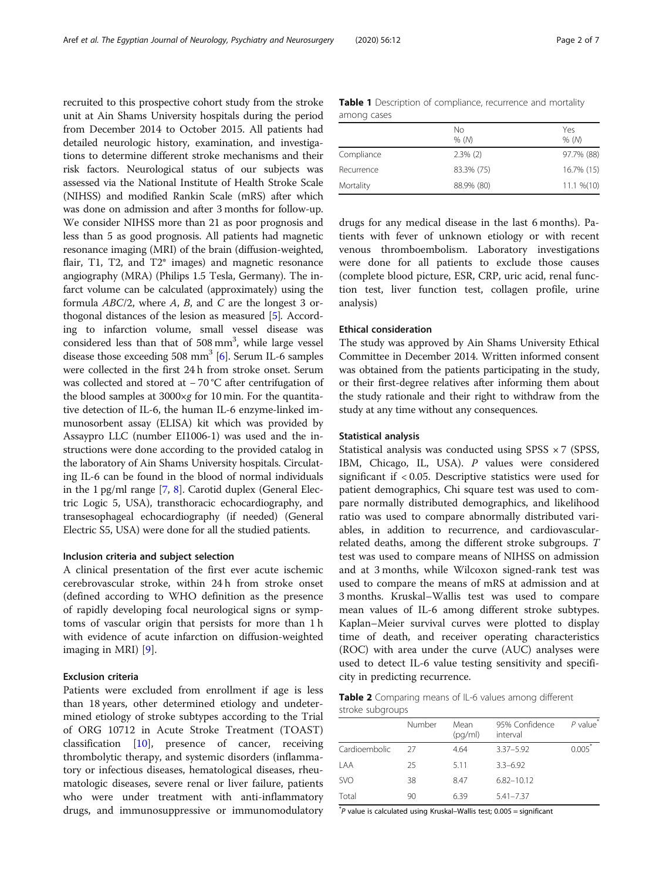recruited to this prospective cohort study from the stroke unit at Ain Shams University hospitals during the period from December 2014 to October 2015. All patients had detailed neurologic history, examination, and investigations to determine different stroke mechanisms and their risk factors. Neurological status of our subjects was assessed via the National Institute of Health Stroke Scale (NIHSS) and modified Rankin Scale (mRS) after which was done on admission and after 3 months for follow-up. We consider NIHSS more than 21 as poor prognosis and less than 5 as good prognosis. All patients had magnetic resonance imaging (MRI) of the brain (diffusion-weighted, flair, T1, T2, and T2* images) and magnetic resonance angiography (MRA) (Philips 1.5 Tesla, Germany). The infarct volume can be calculated (approximately) using the formula $ABC/2$, where $A$, $B$, and $C$ are the longest 3 orthogonal distances of the lesion as measured [5]. According to infarction volume, small vessel disease was considered less than that of 508 $mm^3$, while large vessel disease those exceeding 508 $mm^3$ [6]. Serum IL-6 samples were collected in the first 24 h from stroke onset. Serum was collected and stored at − 70 °C after centrifugation of the blood samples at 3000×$g$ for 10 min. For the quantitative detection of IL-6, the human IL-6 enzyme-linked immunosorbent assay (ELISA) kit which was provided by Assaypro LLC (number EI1006-1) was used and the instructions were done according to the provided catalog in the laboratory of Ain Shams University hospitals. Circulating IL-6 can be found in the blood of normal individuals in the 1 pg/ml range [7, 8]. Carotid duplex (General Electric Logic 5, USA), transthoracic echocardiography, and transesophageal echocardiography (if needed) (General Electric S5, USA) were done for all the studied patients.

### Inclusion criteria and subject selection

A clinical presentation of the first ever acute ischemic cerebrovascular stroke, within 24 h from stroke onset (defined according to WHO definition as the presence of rapidly developing focal neurological signs or symptoms of vascular origin that persists for more than 1 h with evidence of acute infarction on diffusion-weighted imaging in MRI) [9].

### Exclusion criteria

Patients were excluded from enrollment if age is less than 18 years, other determined etiology and undetermined etiology of stroke subtypes according to the Trial of ORG 10712 in Acute Stroke Treatment (TOAST) classification [10], presence of cancer, receiving thrombolytic therapy, and systemic disorders (inflammatory or infectious diseases, hematological diseases, rheumatologic diseases, severe renal or liver failure, patients who were under treatment with anti-inflammatory drugs, and immunosuppressive or immunomodulatory drugs for any medical disease in the last 6 months). Patients with fever of unknown etiology or with recent venous thromboembolism. Laboratory investigations were done for all patients to exclude those causes (complete blood picture, ESR, CRP, uric acid, renal function test, liver function test, collagen profile, urine analysis)

**Table 1** Description of compliance, recurrence and mortality among cases

| | No<br>% (N) | Yes<br>% (N) |
|---|---|---|
| Compliance | 2.3% (2) | 97.7% (88) |
| Recurrence | 83.3% (75) | 16.7% (15) |
| Mortality | 88.9% (80) | 11.1 %(10) |

### Ethical consideration

The study was approved by Ain Shams University Ethical Committee in December 2014. Written informed consent was obtained from the patients participating in the study, or their first-degree relatives after informing them about the study rationale and their right to withdraw from the study at any time without any consequences.

### Statistical analysis

Statistical analysis was conducted using SPSS × 7 (SPSS, IBM, Chicago, IL, USA). $P$ values were considered significant if < 0.05. Descriptive statistics were used for patient demographics, Chi square test was used to compare normally distributed demographics, and likelihood ratio was used to compare abnormally distributed variables, in addition to recurrence, and cardiovascular-related deaths, among the different stroke subgroups. $T$ test was used to compare means of NIHSS on admission and at 3 months, while Wilcoxon signed-rank test was used to compare the means of mRS at admission and at 3 months. Kruskal–Wallis test was used to compare mean values of IL-6 among different stroke subtypes. Kaplan–Meier survival curves were plotted to display time of death, and receiver operating characteristics (ROC) with area under the curve (AUC) analyses were used to detect IL-6 value testing sensitivity and specificity in predicting recurrence.

**Table 2** Comparing means of IL-6 values among different stroke subgroups

| | Number | Mean (pg/ml) | 95% Confidence interval | $P$ value* |
|---|---|---|---|---|
| Cardioembolic | 27 | 4.64 | 3.37–5.92 | 0.005* |
| LAA | 25 | 5.11 | 3.3–6.92 | |
| SVO | 38 | 8.47 | 6.82–10.12 | |
| Total | 90 | 6.39 | 5.41–7.37 | |

*$P$ value is calculated using Kruskal–Wallis test; 0.005 = significant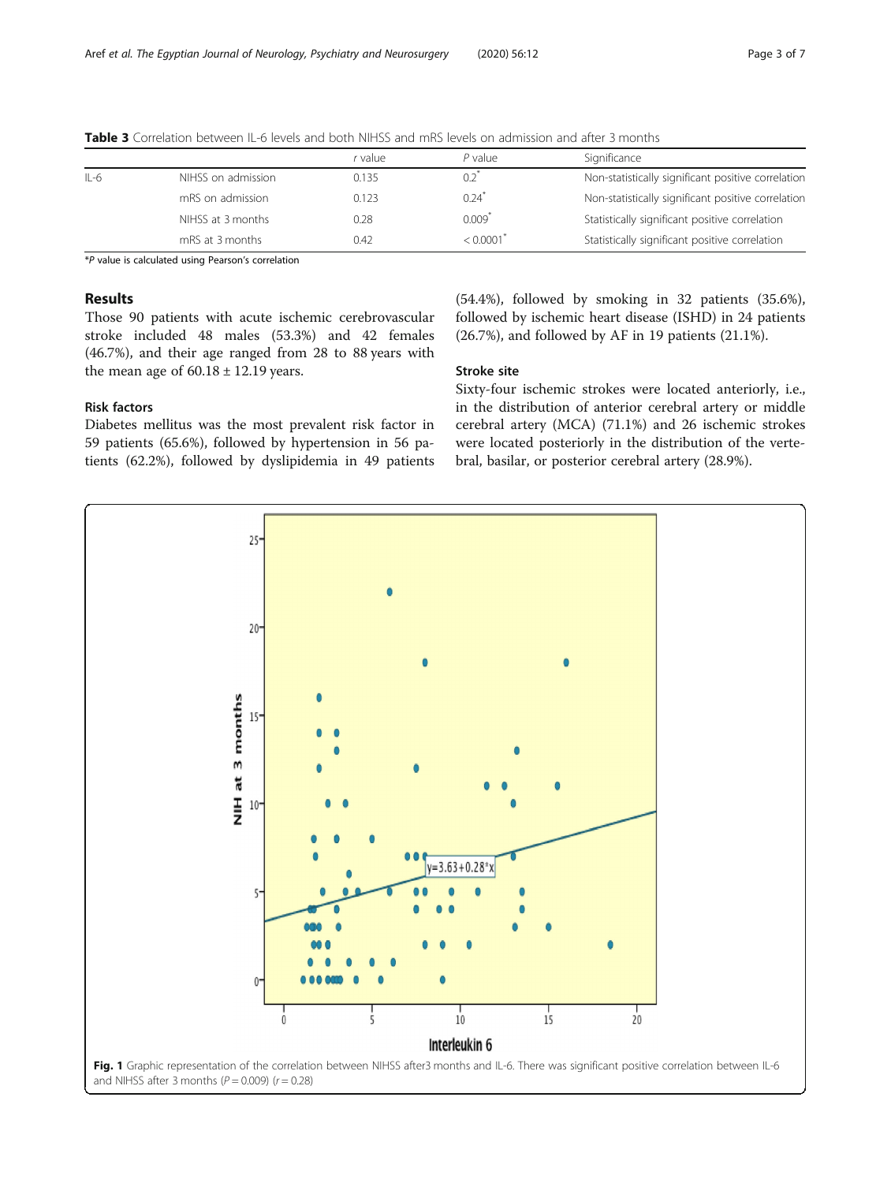**Table 3** Correlation between IL-6 levels and both NIHSS and mRS levels on admission and after 3 months

| | | *r* value | *P* value | Significance |
|---|---|---|---|---|
| IL-6 | NIHSS on admission | 0.135 | 0.2* | Non-statistically significant positive correlation |
| | mRS on admission | 0.123 | 0.24* | Non-statistically significant positive correlation |
| | NIHSS at 3 months | 0.28 | 0.009* | Statistically significant positive correlation |
| | mRS at 3 months | 0.42 | < 0.0001* | Statistically significant positive correlation |

**P* value is calculated using Pearson's correlation

## Results

Those 90 patients with acute ischemic cerebrovascular stroke included 48 males (53.3%) and 42 females (46.7%), and their age ranged from 28 to 88 years with the mean age of 60.18 ± 12.19 years.

### Risk factors

Diabetes mellitus was the most prevalent risk factor in 59 patients (65.6%), followed by hypertension in 56 patients (62.2%), followed by dyslipidemia in 49 patients (54.4%), followed by smoking in 32 patients (35.6%), followed by ischemic heart disease (ISHD) in 24 patients (26.7%), and followed by AF in 19 patients (21.1%).

### Stroke site

Sixty-four ischemic strokes were located anteriorly, i.e., in the distribution of anterior cerebral artery or middle cerebral artery (MCA) (71.1%) and 26 ischemic strokes were located posteriorly in the distribution of the vertebral, basilar, or posterior cerebral artery (28.9%).

**Fig. 1** Graphic representation of the correlation between NIHSS after3 months and IL-6. There was significant positive correlation between IL-6 and NIHSS after 3 months ($P = 0.009$) ($r = 0.28$)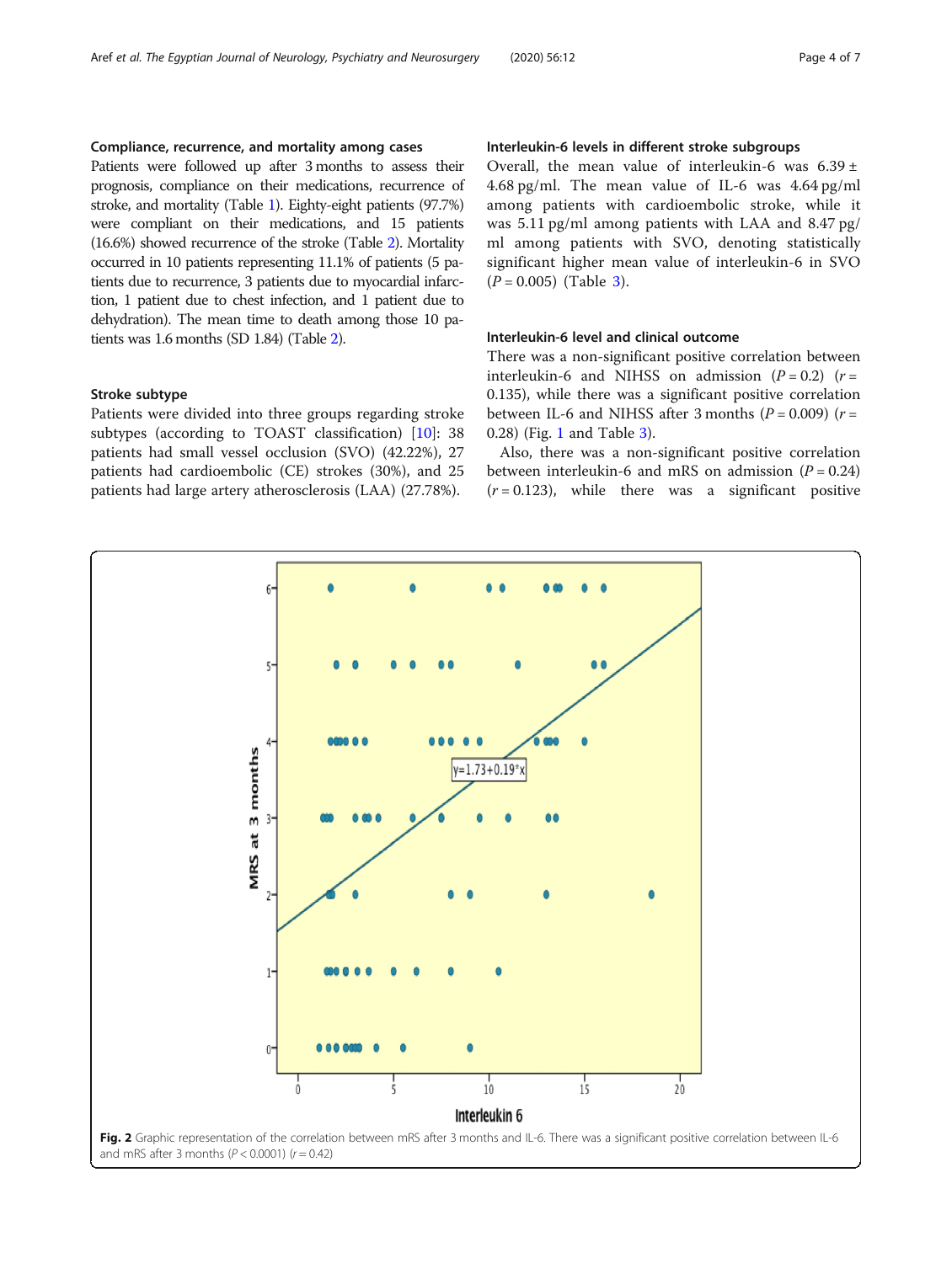### Compliance, recurrence, and mortality among cases

Patients were followed up after 3 months to assess their prognosis, compliance on their medications, recurrence of stroke, and mortality (Table 1). Eighty-eight patients (97.7%) were compliant on their medications, and 15 patients (16.6%) showed recurrence of the stroke (Table 2). Mortality occurred in 10 patients representing 11.1% of patients (5 patients due to recurrence, 3 patients due to myocardial infarction, 1 patient due to chest infection, and 1 patient due to dehydration). The mean time to death among those 10 patients was 1.6 months (SD 1.84) (Table 2).

### Stroke subtype

Patients were divided into three groups regarding stroke subtypes (according to TOAST classification) [10]: 38 patients had small vessel occlusion (SVO) (42.22%), 27 patients had cardioembolic (CE) strokes (30%), and 25 patients had large artery atherosclerosis (LAA) (27.78%).

### Interleukin-6 levels in different stroke subgroups

Overall, the mean value of interleukin-6 was 6.39 ± 4.68 pg/ml. The mean value of IL-6 was 4.64 pg/ml among patients with cardioembolic stroke, while it was 5.11 pg/ml among patients with LAA and 8.47 pg/ml among patients with SVO, denoting statistically significant higher mean value of interleukin-6 in SVO ($P = 0.005$) (Table 3).

### Interleukin-6 level and clinical outcome

There was a non-significant positive correlation between interleukin-6 and NIHSS on admission ($P = 0.2$) ($r = 0.135$), while there was a significant positive correlation between IL-6 and NIHSS after 3 months ($P = 0.009$) ($r = 0.28$) (Fig. 1 and Table 3).

Also, there was a non-significant positive correlation between interleukin-6 and mRS on admission ($P = 0.24$) ($r = 0.123$), while there was a significant positive

**Fig. 2** Graphic representation of the correlation between mRS after 3 months and IL-6. There was a significant positive correlation between IL-6 and mRS after 3 months ($P < 0.0001$) ($r = 0.42$)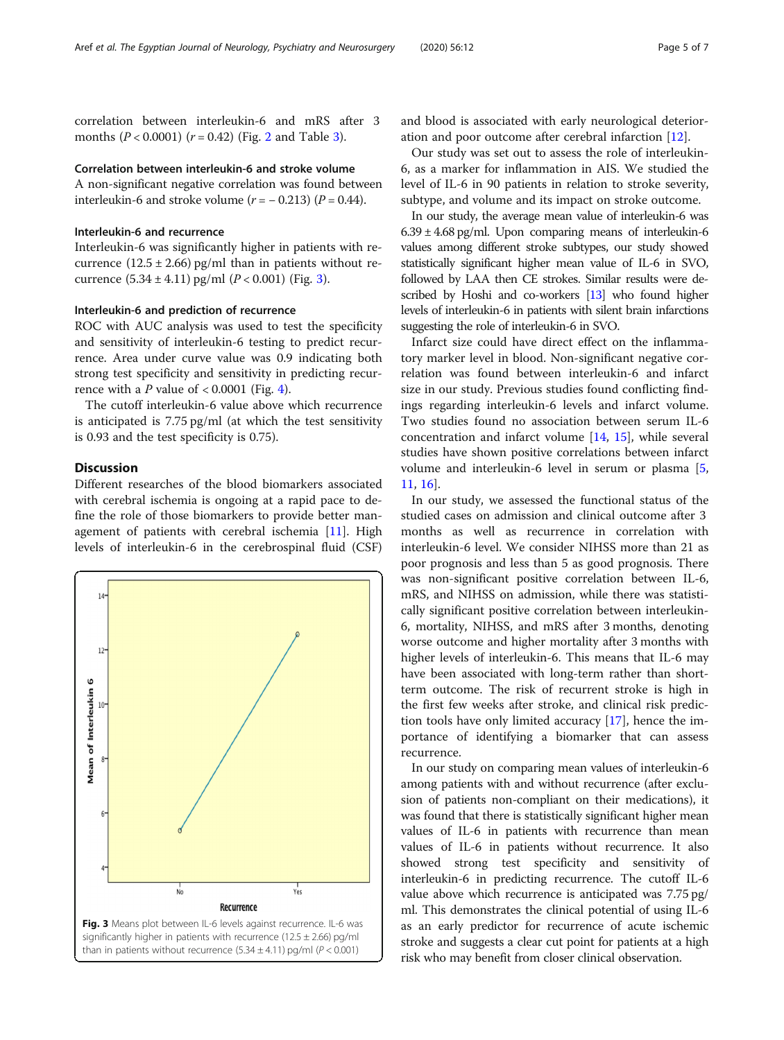correlation between interleukin-6 and mRS after 3 months ($P < 0.0001$) ($r = 0.42$) (Fig. 2 and Table 3).

### Correlation between interleukin-6 and stroke volume

A non-significant negative correlation was found between interleukin-6 and stroke volume ($r = -0.213$) ($P = 0.44$).

### Interleukin-6 and recurrence

Interleukin-6 was significantly higher in patients with recurrence (12.5 ± 2.66) pg/ml than in patients without recurrence (5.34 ± 4.11) pg/ml ($P < 0.001$) (Fig. 3).

### Interleukin-6 and prediction of recurrence

ROC with AUC analysis was used to test the specificity and sensitivity of interleukin-6 testing to predict recurrence. Area under curve value was 0.9 indicating both strong test specificity and sensitivity in predicting recurrence with a $P$ value of < 0.0001 (Fig. 4).

The cutoff interleukin-6 value above which recurrence is anticipated is 7.75 pg/ml (at which the test sensitivity is 0.93 and the test specificity is 0.75).

## Discussion

Different researches of the blood biomarkers associated with cerebral ischemia is ongoing at a rapid pace to define the role of those biomarkers to provide better management of patients with cerebral ischemia [11]. High levels of interleukin-6 in the cerebrospinal fluid (CSF) and blood is associated with early neurological deterioration and poor outcome after cerebral infarction [12].

**Fig. 3** Means plot between IL-6 levels against recurrence. IL-6 was significantly higher in patients with recurrence (12.5 ± 2.66) pg/ml than in patients without recurrence (5.34 ± 4.11) pg/ml ($P < 0.001$)

Our study was set out to assess the role of interleukin-6, as a marker for inflammation in AIS. We studied the level of IL-6 in 90 patients in relation to stroke severity, subtype, and volume and its impact on stroke outcome.

In our study, the average mean value of interleukin-6 was 6.39 ± 4.68 pg/ml. Upon comparing means of interleukin-6 values among different stroke subtypes, our study showed statistically significant higher mean value of IL-6 in SVO, followed by LAA then CE strokes. Similar results were described by Hoshi and co-workers [13] who found higher levels of interleukin-6 in patients with silent brain infarctions suggesting the role of interleukin-6 in SVO.

Infarct size could have direct effect on the inflammatory marker level in blood. Non-significant negative correlation was found between interleukin-6 and infarct size in our study. Previous studies found conflicting findings regarding interleukin-6 levels and infarct volume. Two studies found no association between serum IL-6 concentration and infarct volume [14, 15], while several studies have shown positive correlations between infarct volume and interleukin-6 level in serum or plasma [5, 11, 16].

In our study, we assessed the functional status of the studied cases on admission and clinical outcome after 3 months as well as recurrence in correlation with interleukin-6 level. We consider NIHSS more than 21 as poor prognosis and less than 5 as good prognosis. There was non-significant positive correlation between IL-6, mRS, and NIHSS on admission, while there was statistically significant positive correlation between interleukin-6, mortality, NIHSS, and mRS after 3 months, denoting worse outcome and higher mortality after 3 months with higher levels of interleukin-6. This means that IL-6 may have been associated with long-term rather than short-term outcome. The risk of recurrent stroke is high in the first few weeks after stroke, and clinical risk prediction tools have only limited accuracy [17], hence the importance of identifying a biomarker that can assess recurrence.

In our study on comparing mean values of interleukin-6 among patients with and without recurrence (after exclusion of patients non-compliant on their medications), it was found that there is statistically significant higher mean values of IL-6 in patients with recurrence than mean values of IL-6 in patients without recurrence. It also showed strong test specificity and sensitivity of interleukin-6 in predicting recurrence. The cutoff IL-6 value above which recurrence is anticipated was 7.75 pg/ml. This demonstrates the clinical potential of using IL-6 as an early predictor for recurrence of acute ischemic stroke and suggests a clear cut point for patients at a high risk who may benefit from closer clinical observation.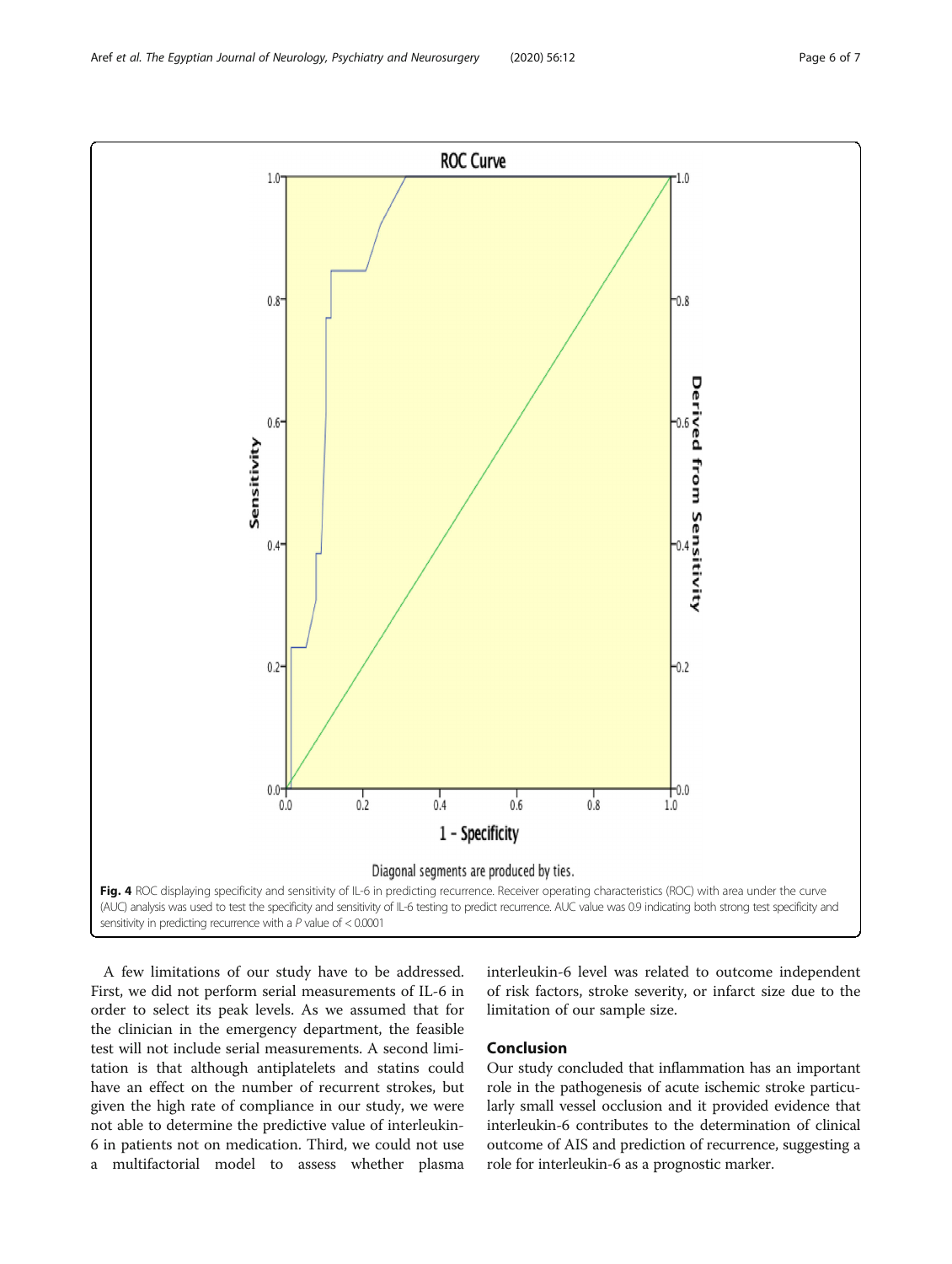**Fig. 4** ROC displaying specificity and sensitivity of IL-6 in predicting recurrence. Receiver operating characteristics (ROC) with area under the curve (AUC) analysis was used to test the specificity and sensitivity of IL-6 testing to predict recurrence. AUC value was 0.9 indicating both strong test specificity and sensitivity in predicting recurrence with a $P$ value of < 0.0001

A few limitations of our study have to be addressed. First, we did not perform serial measurements of IL-6 in order to select its peak levels. As we assumed that for the clinician in the emergency department, the feasible test will not include serial measurements. A second limitation is that although antiplatelets and statins could have an effect on the number of recurrent strokes, but given the high rate of compliance in our study, we were not able to determine the predictive value of interleukin-6 in patients not on medication. Third, we could not use a multifactorial model to assess whether plasma interleukin-6 level was related to outcome independent of risk factors, stroke severity, or infarct size due to the limitation of our sample size.

## Conclusion

Our study concluded that inflammation has an important role in the pathogenesis of acute ischemic stroke particularly small vessel occlusion and it provided evidence that interleukin-6 contributes to the determination of clinical outcome of AIS and prediction of recurrence, suggesting a role for interleukin-6 as a prognostic marker.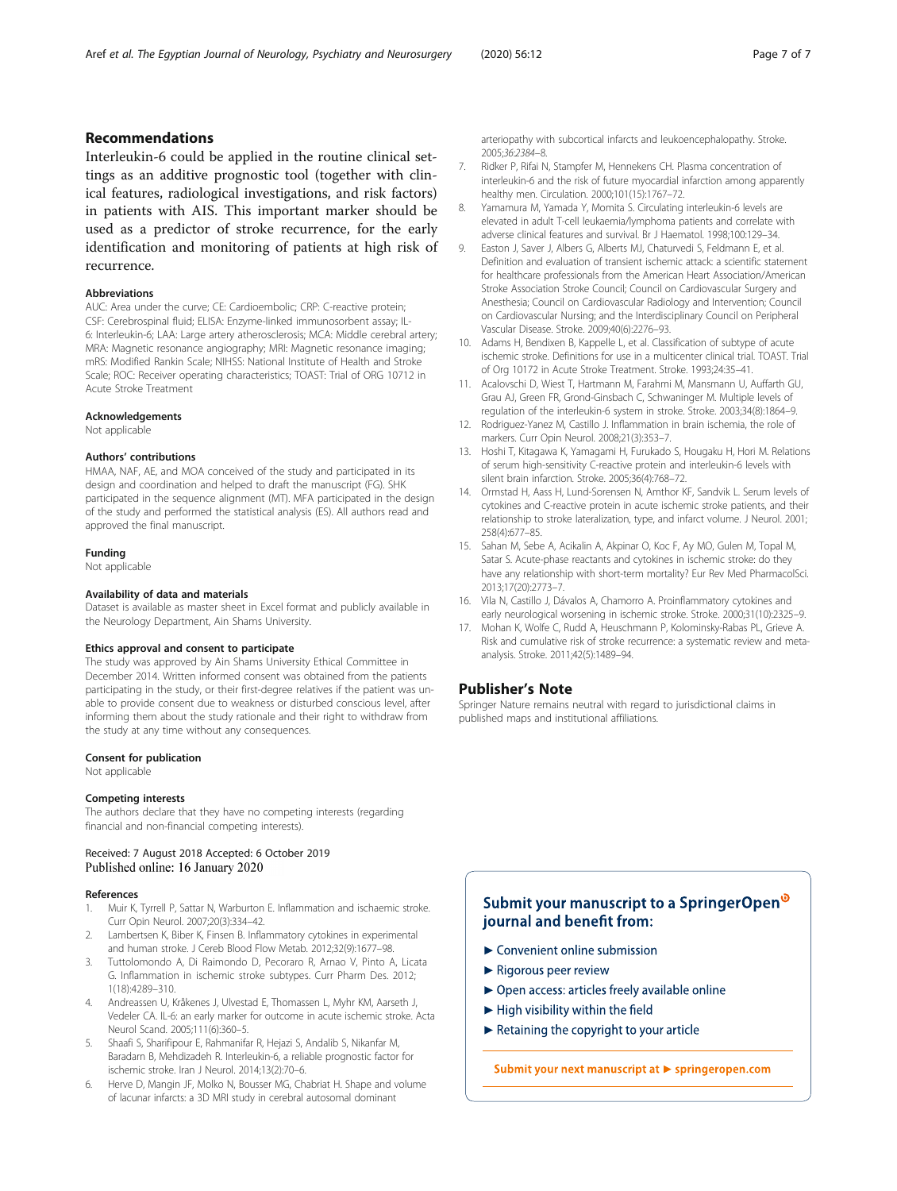## Recommendations

Interleukin-6 could be applied in the routine clinical settings as an additive prognostic tool (together with clinical features, radiological investigations, and risk factors) in patients with AIS. This important marker should be used as a predictor of stroke recurrence, for the early identification and monitoring of patients at high risk of recurrence.

### Abbreviations

AUC: Area under the curve; CE: Cardioembolic; CRP: C-reactive protein; CSF: Cerebrospinal fluid; ELISA: Enzyme-linked immunosorbent assay; IL-6: Interleukin-6; LAA: Large artery atherosclerosis; MCA: Middle cerebral artery; MRA: Magnetic resonance angiography; MRI: Magnetic resonance imaging; mRS: Modified Rankin Scale; NIHSS: National Institute of Health and Stroke Scale; ROC: Receiver operating characteristics; TOAST: Trial of ORG 10712 in Acute Stroke Treatment

### Acknowledgements

Not applicable

### Authors' contributions

HMAA, NAF, AE, and MOA conceived of the study and participated in its design and coordination and helped to draft the manuscript (FG). SHK participated in the sequence alignment (MT). MFA participated in the design of the study and performed the statistical analysis (ES). All authors read and approved the final manuscript.

### Funding

Not applicable

### Availability of data and materials

Dataset is available as master sheet in Excel format and publicly available in the Neurology Department, Ain Shams University.

### Ethics approval and consent to participate

The study was approved by Ain Shams University Ethical Committee in December 2014. Written informed consent was obtained from the patients participating in the study, or their first-degree relatives if the patient was unable to provide consent due to weakness or disturbed conscious level, after informing them about the study rationale and their right to withdraw from the study at any time without any consequences.

### Consent for publication

Not applicable

### Competing interests

The authors declare that they have no competing interests (regarding financial and non-financial competing interests).

Received: 7 August 2018 Accepted: 6 October 2019
Published online: 16 January 2020

### References

1. Muir K, Tyrrell P, Sattar N, Warburton E. Inflammation and ischaemic stroke. Curr Opin Neurol. 2007;20(3):334–42.
2. Lambertsen K, Biber K, Finsen B. Inflammatory cytokines in experimental and human stroke. J Cereb Blood Flow Metab. 2012;32(9):1677–98.
3. Tuttolomondo A, Di Raimondo D, Pecoraro R, Arnao V, Pinto A, Licata G. Inflammation in ischemic stroke subtypes. Curr Pharm Des. 2012; 1(18):4289–310.
4. Andreassen U, Kråkenes J, Ulvestad E, Thomassen L, Myhr KM, Aarseth J, Vedeler CA. IL-6: an early marker for outcome in acute ischemic stroke. Acta Neurol Scand. 2005;111(6):360–5.
5. Shaafi S, Sharifipour E, Rahmanifar R, Hejazi S, Andalib S, Nikanfar M, Baradarn B, Mehdizadeh R. Interleukin-6, a reliable prognostic factor for ischemic stroke. Iran J Neurol. 2014;13(2):70–6.
6. Herve D, Mangin JF, Molko N, Bousser MG, Chabriat H. Shape and volume of lacunar infarcts: a 3D MRI study in cerebral autosomal dominant arteriopathy with subcortical infarcts and leukoencephalopathy. Stroke. 2005;*36:2384*–8.
7. Ridker P, Rifai N, Stampfer M, Hennekens CH. Plasma concentration of interleukin-6 and the risk of future myocardial infarction among apparently healthy men. Circulation. 2000;101(15):1767–72.
8. Yamamura M, Yamada Y, Momita S. Circulating interleukin-6 levels are elevated in adult T-cell leukaemia/lymphoma patients and correlate with adverse clinical features and survival. Br J Haematol. 1998;100:129–34.
9. Easton J, Saver J, Albers G, Alberts MJ, Chaturvedi S, Feldmann E, et al. Definition and evaluation of transient ischemic attack: a scientific statement for healthcare professionals from the American Heart Association/American Stroke Association Stroke Council; Council on Cardiovascular Surgery and Anesthesia; Council on Cardiovascular Radiology and Intervention; Council on Cardiovascular Nursing; and the Interdisciplinary Council on Peripheral Vascular Disease. Stroke. 2009;40(6):2276–93.
10. Adams H, Bendixen B, Kappelle L, et al. Classification of subtype of acute ischemic stroke. Definitions for use in a multicenter clinical trial. TOAST. Trial of Org 10172 in Acute Stroke Treatment. Stroke. 1993;24:35–41.
11. Acalovschi D, Wiest T, Hartmann M, Farahmi M, Mansmann U, Auffarth GU, Grau AJ, Green FR, Grond-Ginsbach C, Schwaninger M. Multiple levels of regulation of the interleukin-6 system in stroke. Stroke. 2003;34(8):1864–9.
12. Rodriguez-Yanez M, Castillo J. Inflammation in brain ischemia, the role of markers. Curr Opin Neurol. 2008;21(3):353–7.
13. Hoshi T, Kitagawa K, Yamagami H, Furukado S, Hougaku H, Hori M. Relations of serum high-sensitivity C-reactive protein and interleukin-6 levels with silent brain infarction. Stroke. 2005;36(4):768–72.
14. Ormstad H, Aass H, Lund-Sorensen N, Amthor KF, Sandvik L. Serum levels of cytokines and C-reactive protein in acute ischemic stroke patients, and their relationship to stroke lateralization, type, and infarct volume. J Neurol. 2001; 258(4):677–85.
15. Sahan M, Sebe A, Acikalin A, Akpinar O, Koc F, Ay MO, Gulen M, Topal M, Satar S. Acute-phase reactants and cytokines in ischemic stroke: do they have any relationship with short-term mortality? Eur Rev Med PharmacolSci. 2013;17(20):2773–7.
16. Vila N, Castillo J, Dávalos A, Chamorro A. Proinflammatory cytokines and early neurological worsening in ischemic stroke. Stroke. 2000;31(10):2325–9.
17. Mohan K, Wolfe C, Rudd A, Heuschmann P, Kolominsky-Rabas PL, Grieve A. Risk and cumulative risk of stroke recurrence: a systematic review and meta-analysis. Stroke. 2011;42(5):1489–94.

## Publisher's Note

Springer Nature remains neutral with regard to jurisdictional claims in published maps and institutional affiliations.

**Submit your manuscript to a SpringerOpen journal and benefit from:**

- Convenient online submission
- Rigorous peer review
- Open access: articles freely available online
- High visibility within the field
- Retaining the copyright to your article

Submit your next manuscript at ▶ springeropen.com